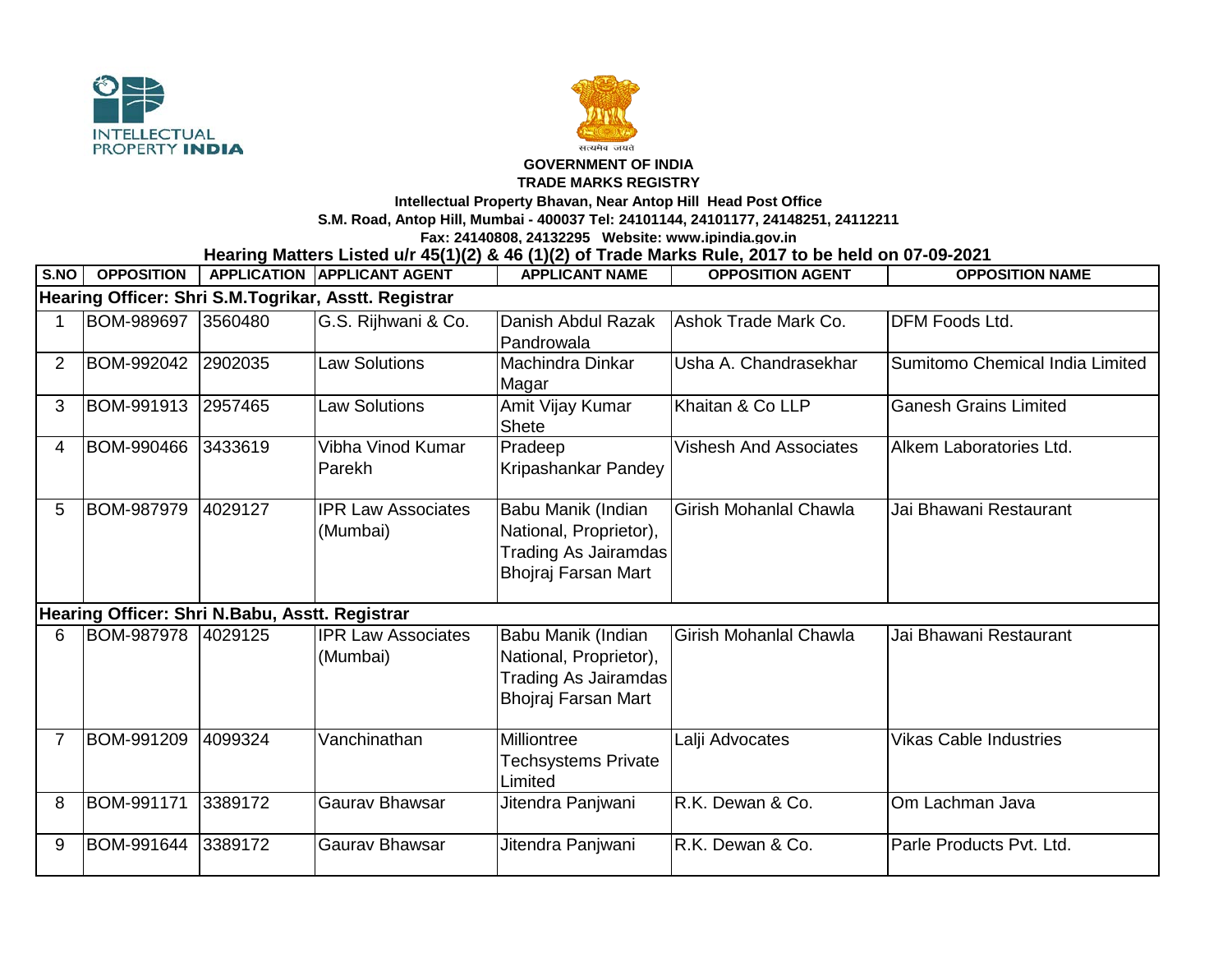**GOVERNMENT OF INDIA**

**TRADE MARKS REGISTRY**

**Intellectual Property Bhavan, Near Antop Hill Head Post Office**

**S.M. Road, Antop Hill, Mumbai - 400037 Tel: 24101144, 24101177, 24148251, 24112211**

**Fax: 24140808, 24132295 Website: www.ipindia.gov.in**

## Hearing Matters Listed u/r 45(1)(2) & 46 (1)(2) of Trade Marks Rule, 2017 to be held on 07-09-2021

| S.NO | OPPOSITION | APPLICATION | APPLICANT AGENT | APPLICANT NAME | OPPOSITION AGENT | OPPOSITION NAME |
|---|---|---|---|---|---|---|
| **Hearing Officer: Shri S.M.Togrikar, Asstt. Registrar** | | | | | | |
| 1 | BOM-989697 | 3560480 | G.S. Rijhwani & Co. | Danish Abdul Razak Pandrowala | Ashok Trade Mark Co. | DFM Foods Ltd. |
| 2 | BOM-992042 | 2902035 | Law Solutions | Machindra Dinkar Magar | Usha A. Chandrasekhar | Sumitomo Chemical India Limited |
| 3 | BOM-991913 | 2957465 | Law Solutions | Amit Vijay Kumar Shete | Khaitan & Co LLP | Ganesh Grains Limited |
| 4 | BOM-990466 | 3433619 | Vibha Vinod Kumar Parekh | Pradeep Kripashankar Pandey | Vishesh And Associates | Alkem Laboratories Ltd. |
| 5 | BOM-987979 | 4029127 | IPR Law Associates (Mumbai) | Babu Manik (Indian National, Proprietor), Trading As Jairamdas Bhojraj Farsan Mart | Girish Mohanlal Chawla | Jai Bhawani Restaurant |
| **Hearing Officer: Shri N.Babu, Asstt. Registrar** | | | | | | |
| 6 | BOM-987978 | 4029125 | IPR Law Associates (Mumbai) | Babu Manik (Indian National, Proprietor), Trading As Jairamdas Bhojraj Farsan Mart | Girish Mohanlal Chawla | Jai Bhawani Restaurant |
| 7 | BOM-991209 | 4099324 | Vanchinathan | Milliontree Techsystems Private Limited | Lalji Advocates | Vikas Cable Industries |
| 8 | BOM-991171 | 3389172 | Gaurav Bhawsar | Jitendra Panjwani | R.K. Dewan & Co. | Om Lachman Java |
| 9 | BOM-991644 | 3389172 | Gaurav Bhawsar | Jitendra Panjwani | R.K. Dewan & Co. | Parle Products Pvt. Ltd. |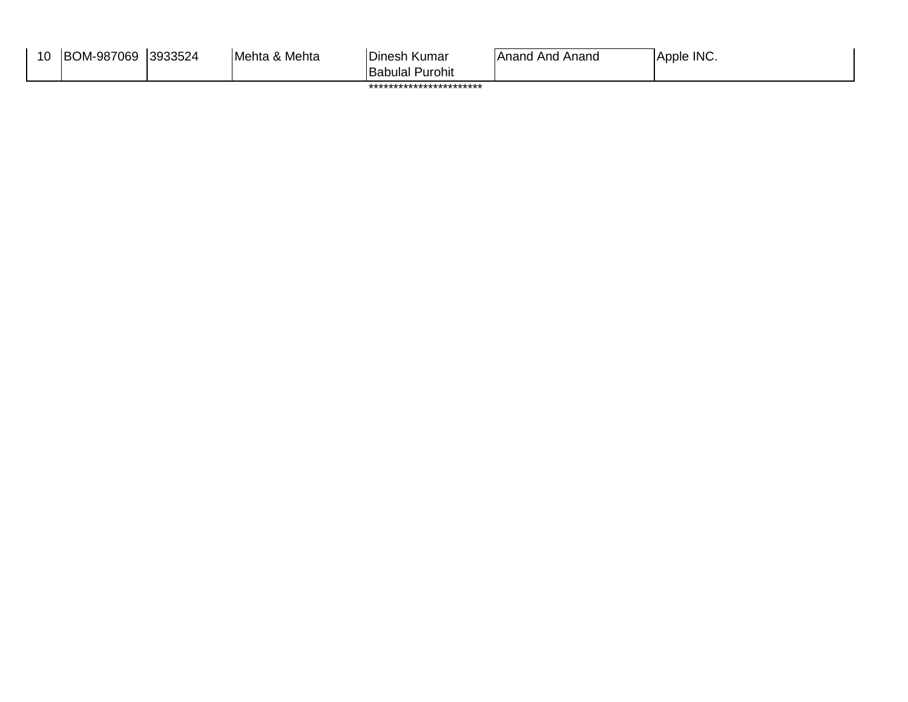| | | | | | | |
|---|---|---|---|---|---|---|
| 10 | BOM-987069 | 3933524 | Mehta & Mehta | Dinesh Kumar Babulal Purohit | Anand And Anand | Apple INC. |

***********************